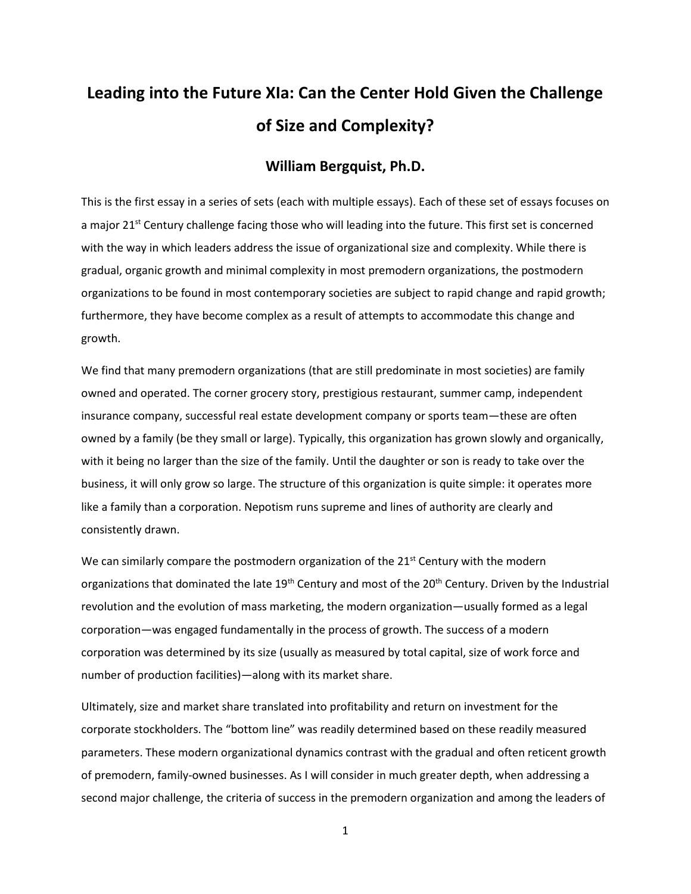# Leading into the Future XIa: Can the Center Hold Given the Challenge of Size and Complexity?

## William Bergquist, Ph.D.

This is the first essay in a series of sets (each with multiple essays). Each of these set of essays focuses on a major 21st Century challenge facing those who will leading into the future. This first set is concerned with the way in which leaders address the issue of organizational size and complexity. While there is gradual, organic growth and minimal complexity in most premodern organizations, the postmodern organizations to be found in most contemporary societies are subject to rapid change and rapid growth; furthermore, they have become complex as a result of attempts to accommodate this change and growth.

We find that many premodern organizations (that are still predominate in most societies) are family owned and operated. The corner grocery story, prestigious restaurant, summer camp, independent insurance company, successful real estate development company or sports team—these are often owned by a family (be they small or large). Typically, this organization has grown slowly and organically, with it being no larger than the size of the family. Until the daughter or son is ready to take over the business, it will only grow so large. The structure of this organization is quite simple: it operates more like a family than a corporation. Nepotism runs supreme and lines of authority are clearly and consistently drawn.

We can similarly compare the postmodern organization of the 21st Century with the modern organizations that dominated the late 19th Century and most of the 20th Century. Driven by the Industrial revolution and the evolution of mass marketing, the modern organization—usually formed as a legal corporation—was engaged fundamentally in the process of growth. The success of a modern corporation was determined by its size (usually as measured by total capital, size of work force and number of production facilities)—along with its market share.

Ultimately, size and market share translated into profitability and return on investment for the corporate stockholders. The "bottom line" was readily determined based on these readily measured parameters. These modern organizational dynamics contrast with the gradual and often reticent growth of premodern, family-owned businesses. As I will consider in much greater depth, when addressing a second major challenge, the criteria of success in the premodern organization and among the leaders of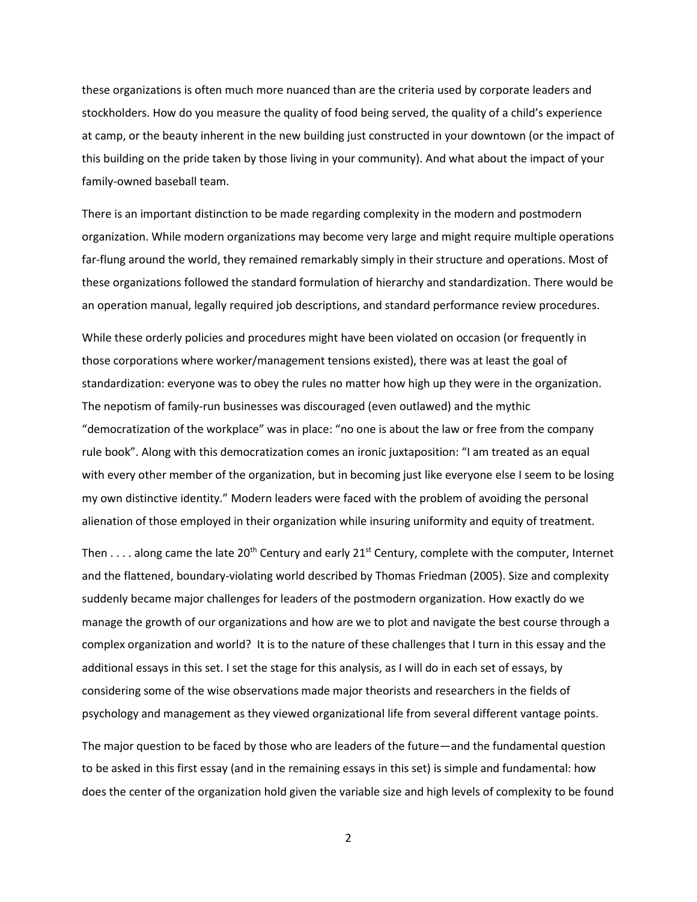these organizations is often much more nuanced than are the criteria used by corporate leaders and stockholders. How do you measure the quality of food being served, the quality of a child's experience at camp, or the beauty inherent in the new building just constructed in your downtown (or the impact of this building on the pride taken by those living in your community). And what about the impact of your family-owned baseball team.

There is an important distinction to be made regarding complexity in the modern and postmodern organization. While modern organizations may become very large and might require multiple operations far-flung around the world, they remained remarkably simply in their structure and operations. Most of these organizations followed the standard formulation of hierarchy and standardization. There would be an operation manual, legally required job descriptions, and standard performance review procedures.

While these orderly policies and procedures might have been violated on occasion (or frequently in those corporations where worker/management tensions existed), there was at least the goal of standardization: everyone was to obey the rules no matter how high up they were in the organization. The nepotism of family-run businesses was discouraged (even outlawed) and the mythic "democratization of the workplace" was in place: "no one is about the law or free from the company rule book". Along with this democratization comes an ironic juxtaposition: "I am treated as an equal with every other member of the organization, but in becoming just like everyone else I seem to be losing my own distinctive identity." Modern leaders were faced with the problem of avoiding the personal alienation of those employed in their organization while insuring uniformity and equity of treatment.

Then . . . . along came the late 20th Century and early 21st Century, complete with the computer, Internet and the flattened, boundary-violating world described by Thomas Friedman (2005). Size and complexity suddenly became major challenges for leaders of the postmodern organization. How exactly do we manage the growth of our organizations and how are we to plot and navigate the best course through a complex organization and world? It is to the nature of these challenges that I turn in this essay and the additional essays in this set. I set the stage for this analysis, as I will do in each set of essays, by considering some of the wise observations made major theorists and researchers in the fields of psychology and management as they viewed organizational life from several different vantage points.

The major question to be faced by those who are leaders of the future—and the fundamental question to be asked in this first essay (and in the remaining essays in this set) is simple and fundamental: how does the center of the organization hold given the variable size and high levels of complexity to be found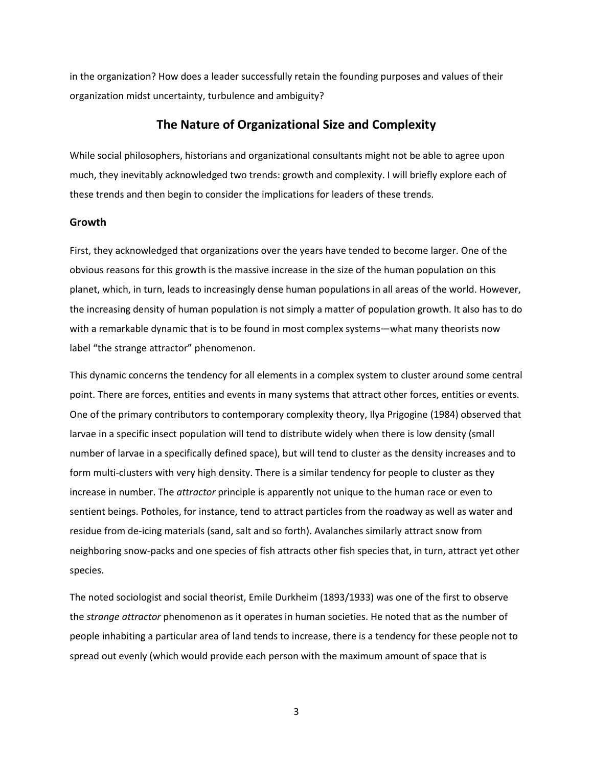in the organization? How does a leader successfully retain the founding purposes and values of their organization midst uncertainty, turbulence and ambiguity?

## The Nature of Organizational Size and Complexity

While social philosophers, historians and organizational consultants might not be able to agree upon much, they inevitably acknowledged two trends: growth and complexity. I will briefly explore each of these trends and then begin to consider the implications for leaders of these trends.

### Growth

First, they acknowledged that organizations over the years have tended to become larger. One of the obvious reasons for this growth is the massive increase in the size of the human population on this planet, which, in turn, leads to increasingly dense human populations in all areas of the world. However, the increasing density of human population is not simply a matter of population growth. It also has to do with a remarkable dynamic that is to be found in most complex systems—what many theorists now label "the strange attractor" phenomenon.

This dynamic concerns the tendency for all elements in a complex system to cluster around some central point. There are forces, entities and events in many systems that attract other forces, entities or events. One of the primary contributors to contemporary complexity theory, Ilya Prigogine (1984) observed that larvae in a specific insect population will tend to distribute widely when there is low density (small number of larvae in a specifically defined space), but will tend to cluster as the density increases and to form multi-clusters with very high density. There is a similar tendency for people to cluster as they increase in number. The *attractor* principle is apparently not unique to the human race or even to sentient beings. Potholes, for instance, tend to attract particles from the roadway as well as water and residue from de-icing materials (sand, salt and so forth). Avalanches similarly attract snow from neighboring snow-packs and one species of fish attracts other fish species that, in turn, attract yet other species.

The noted sociologist and social theorist, Emile Durkheim (1893/1933) was one of the first to observe the *strange attractor* phenomenon as it operates in human societies. He noted that as the number of people inhabiting a particular area of land tends to increase, there is a tendency for these people not to spread out evenly (which would provide each person with the maximum amount of space that is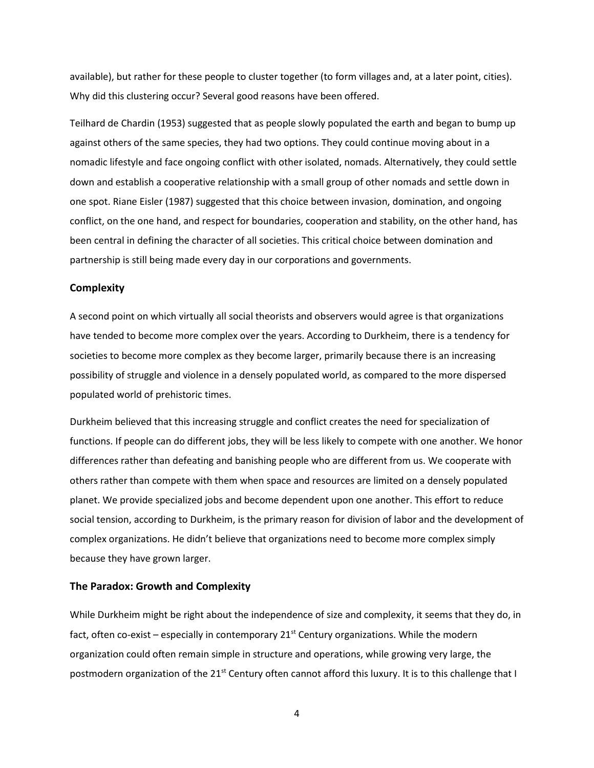available), but rather for these people to cluster together (to form villages and, at a later point, cities). Why did this clustering occur? Several good reasons have been offered.

Teilhard de Chardin (1953) suggested that as people slowly populated the earth and began to bump up against others of the same species, they had two options. They could continue moving about in a nomadic lifestyle and face ongoing conflict with other isolated, nomads. Alternatively, they could settle down and establish a cooperative relationship with a small group of other nomads and settle down in one spot. Riane Eisler (1987) suggested that this choice between invasion, domination, and ongoing conflict, on the one hand, and respect for boundaries, cooperation and stability, on the other hand, has been central in defining the character of all societies. This critical choice between domination and partnership is still being made every day in our corporations and governments.

### Complexity

A second point on which virtually all social theorists and observers would agree is that organizations have tended to become more complex over the years. According to Durkheim, there is a tendency for societies to become more complex as they become larger, primarily because there is an increasing possibility of struggle and violence in a densely populated world, as compared to the more dispersed populated world of prehistoric times.

Durkheim believed that this increasing struggle and conflict creates the need for specialization of functions. If people can do different jobs, they will be less likely to compete with one another. We honor differences rather than defeating and banishing people who are different from us. We cooperate with others rather than compete with them when space and resources are limited on a densely populated planet. We provide specialized jobs and become dependent upon one another. This effort to reduce social tension, according to Durkheim, is the primary reason for division of labor and the development of complex organizations. He didn't believe that organizations need to become more complex simply because they have grown larger.

### The Paradox: Growth and Complexity

While Durkheim might be right about the independence of size and complexity, it seems that they do, in fact, often co-exist – especially in contemporary 21st Century organizations. While the modern organization could often remain simple in structure and operations, while growing very large, the postmodern organization of the 21st Century often cannot afford this luxury. It is to this challenge that I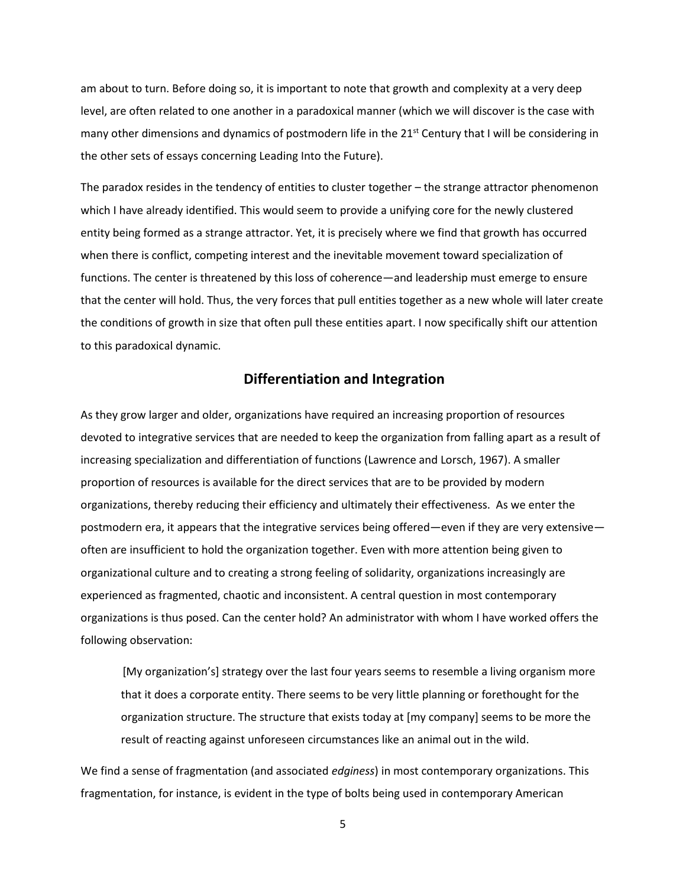am about to turn. Before doing so, it is important to note that growth and complexity at a very deep level, are often related to one another in a paradoxical manner (which we will discover is the case with many other dimensions and dynamics of postmodern life in the 21st Century that I will be considering in the other sets of essays concerning Leading Into the Future).

The paradox resides in the tendency of entities to cluster together – the strange attractor phenomenon which I have already identified. This would seem to provide a unifying core for the newly clustered entity being formed as a strange attractor. Yet, it is precisely where we find that growth has occurred when there is conflict, competing interest and the inevitable movement toward specialization of functions. The center is threatened by this loss of coherence—and leadership must emerge to ensure that the center will hold. Thus, the very forces that pull entities together as a new whole will later create the conditions of growth in size that often pull these entities apart. I now specifically shift our attention to this paradoxical dynamic.

## Differentiation and Integration

As they grow larger and older, organizations have required an increasing proportion of resources devoted to integrative services that are needed to keep the organization from falling apart as a result of increasing specialization and differentiation of functions (Lawrence and Lorsch, 1967). A smaller proportion of resources is available for the direct services that are to be provided by modern organizations, thereby reducing their efficiency and ultimately their effectiveness. As we enter the postmodern era, it appears that the integrative services being offered—even if they are very extensive—often are insufficient to hold the organization together. Even with more attention being given to organizational culture and to creating a strong feeling of solidarity, organizations increasingly are experienced as fragmented, chaotic and inconsistent. A central question in most contemporary organizations is thus posed. Can the center hold? An administrator with whom I have worked offers the following observation:

> [My organization's] strategy over the last four years seems to resemble a living organism more that it does a corporate entity. There seems to be very little planning or forethought for the organization structure. The structure that exists today at [my company] seems to be more the result of reacting against unforeseen circumstances like an animal out in the wild.

We find a sense of fragmentation (and associated *edginess*) in most contemporary organizations. This fragmentation, for instance, is evident in the type of bolts being used in contemporary American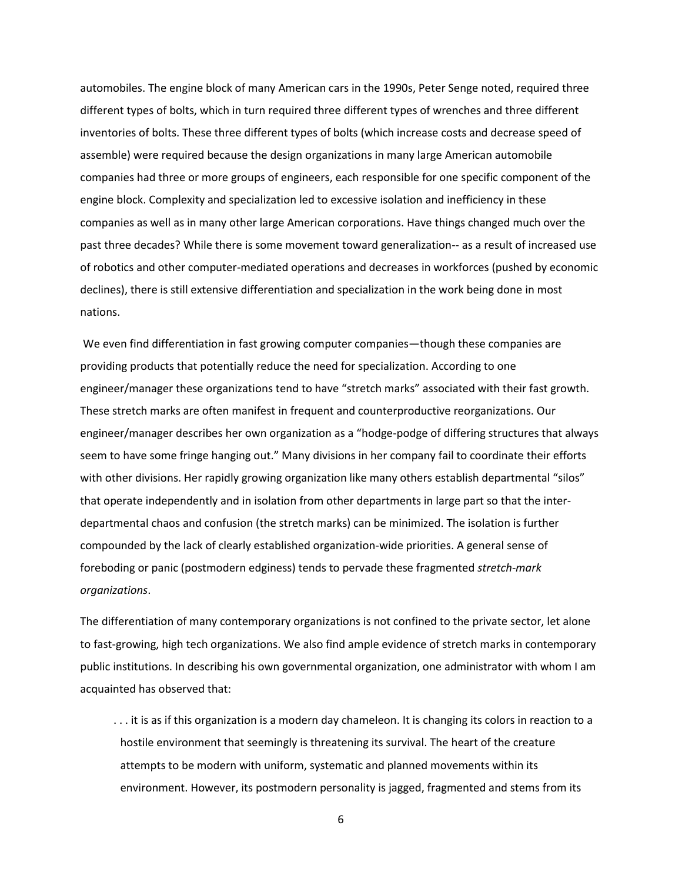automobiles. The engine block of many American cars in the 1990s, Peter Senge noted, required three different types of bolts, which in turn required three different types of wrenches and three different inventories of bolts. These three different types of bolts (which increase costs and decrease speed of assemble) were required because the design organizations in many large American automobile companies had three or more groups of engineers, each responsible for one specific component of the engine block. Complexity and specialization led to excessive isolation and inefficiency in these companies as well as in many other large American corporations. Have things changed much over the past three decades? While there is some movement toward generalization-- as a result of increased use of robotics and other computer-mediated operations and decreases in workforces (pushed by economic declines), there is still extensive differentiation and specialization in the work being done in most nations.

We even find differentiation in fast growing computer companies—though these companies are providing products that potentially reduce the need for specialization. According to one engineer/manager these organizations tend to have "stretch marks" associated with their fast growth. These stretch marks are often manifest in frequent and counterproductive reorganizations. Our engineer/manager describes her own organization as a "hodge-podge of differing structures that always seem to have some fringe hanging out." Many divisions in her company fail to coordinate their efforts with other divisions. Her rapidly growing organization like many others establish departmental "silos" that operate independently and in isolation from other departments in large part so that the inter-departmental chaos and confusion (the stretch marks) can be minimized. The isolation is further compounded by the lack of clearly established organization-wide priorities. A general sense of foreboding or panic (postmodern edginess) tends to pervade these fragmented *stretch-mark organizations*.

The differentiation of many contemporary organizations is not confined to the private sector, let alone to fast-growing, high tech organizations. We also find ample evidence of stretch marks in contemporary public institutions. In describing his own governmental organization, one administrator with whom I am acquainted has observed that:

> . . . it is as if this organization is a modern day chameleon. It is changing its colors in reaction to a hostile environment that seemingly is threatening its survival. The heart of the creature attempts to be modern with uniform, systematic and planned movements within its environment. However, its postmodern personality is jagged, fragmented and stems from its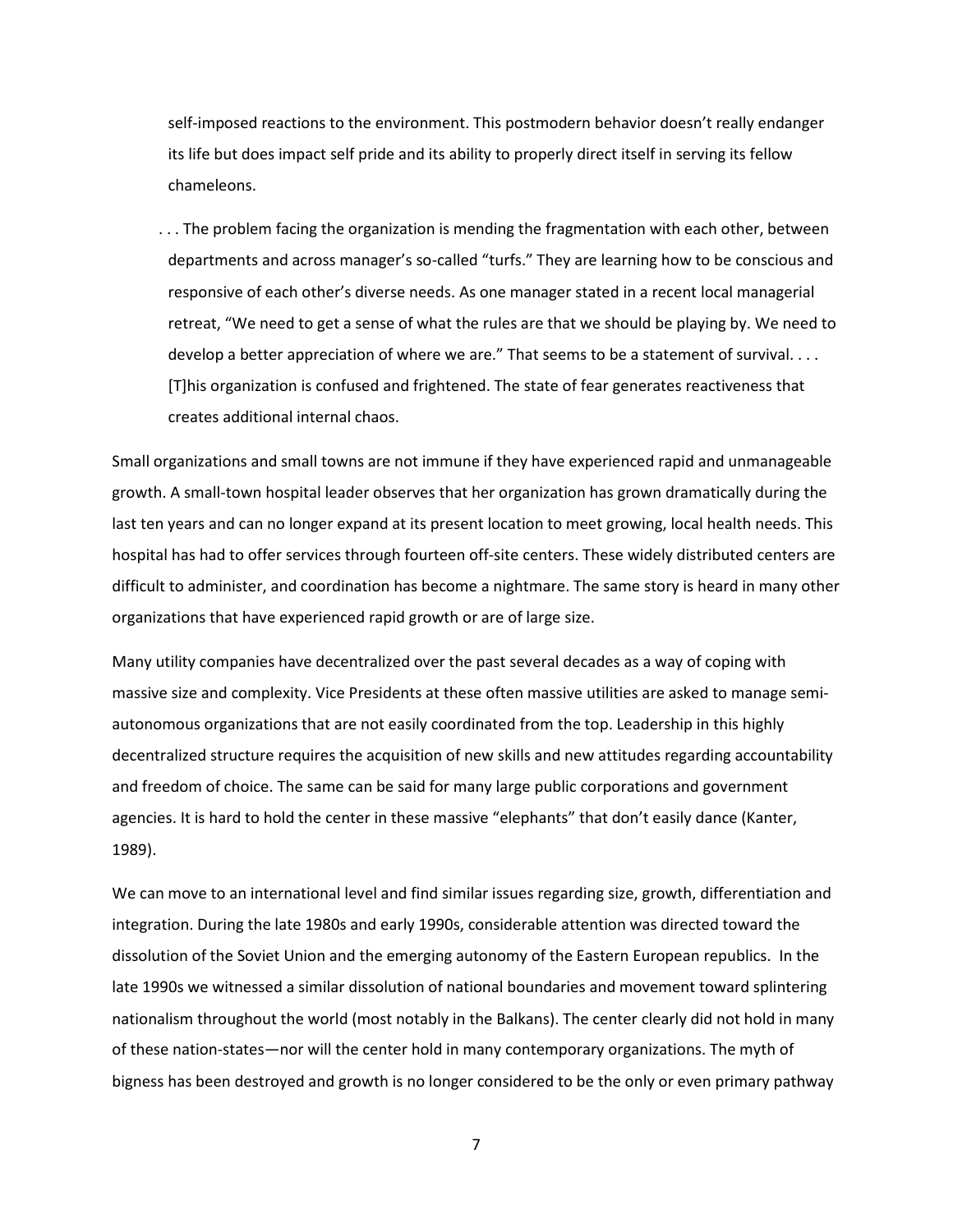> self-imposed reactions to the environment. This postmodern behavior doesn't really endanger its life but does impact self pride and its ability to properly direct itself in serving its fellow chameleons.
>
> . . . The problem facing the organization is mending the fragmentation with each other, between departments and across manager's so-called "turfs." They are learning how to be conscious and responsive of each other's diverse needs. As one manager stated in a recent local managerial retreat, "We need to get a sense of what the rules are that we should be playing by. We need to develop a better appreciation of where we are." That seems to be a statement of survival. . . . [T]his organization is confused and frightened. The state of fear generates reactiveness that creates additional internal chaos.

Small organizations and small towns are not immune if they have experienced rapid and unmanageable growth. A small-town hospital leader observes that her organization has grown dramatically during the last ten years and can no longer expand at its present location to meet growing, local health needs. This hospital has had to offer services through fourteen off-site centers. These widely distributed centers are difficult to administer, and coordination has become a nightmare. The same story is heard in many other organizations that have experienced rapid growth or are of large size.

Many utility companies have decentralized over the past several decades as a way of coping with massive size and complexity. Vice Presidents at these often massive utilities are asked to manage semi-autonomous organizations that are not easily coordinated from the top. Leadership in this highly decentralized structure requires the acquisition of new skills and new attitudes regarding accountability and freedom of choice. The same can be said for many large public corporations and government agencies. It is hard to hold the center in these massive "elephants" that don't easily dance (Kanter, 1989).

We can move to an international level and find similar issues regarding size, growth, differentiation and integration. During the late 1980s and early 1990s, considerable attention was directed toward the dissolution of the Soviet Union and the emerging autonomy of the Eastern European republics. In the late 1990s we witnessed a similar dissolution of national boundaries and movement toward splintering nationalism throughout the world (most notably in the Balkans). The center clearly did not hold in many of these nation-states—nor will the center hold in many contemporary organizations. The myth of bigness has been destroyed and growth is no longer considered to be the only or even primary pathway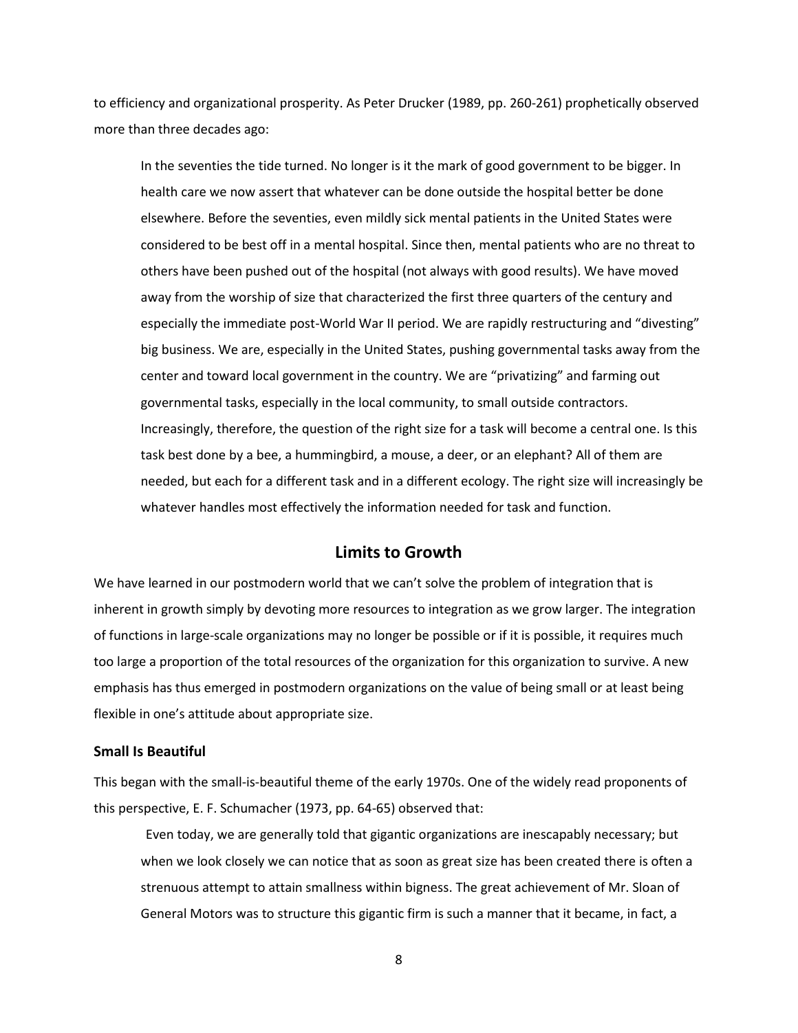to efficiency and organizational prosperity. As Peter Drucker (1989, pp. 260-261) prophetically observed more than three decades ago:

> In the seventies the tide turned. No longer is it the mark of good government to be bigger. In health care we now assert that whatever can be done outside the hospital better be done elsewhere. Before the seventies, even mildly sick mental patients in the United States were considered to be best off in a mental hospital. Since then, mental patients who are no threat to others have been pushed out of the hospital (not always with good results). We have moved away from the worship of size that characterized the first three quarters of the century and especially the immediate post-World War II period. We are rapidly restructuring and "divesting" big business. We are, especially in the United States, pushing governmental tasks away from the center and toward local government in the country. We are "privatizing" and farming out governmental tasks, especially in the local community, to small outside contractors. Increasingly, therefore, the question of the right size for a task will become a central one. Is this task best done by a bee, a hummingbird, a mouse, a deer, or an elephant? All of them are needed, but each for a different task and in a different ecology. The right size will increasingly be whatever handles most effectively the information needed for task and function.

## Limits to Growth

We have learned in our postmodern world that we can't solve the problem of integration that is inherent in growth simply by devoting more resources to integration as we grow larger. The integration of functions in large-scale organizations may no longer be possible or if it is possible, it requires much too large a proportion of the total resources of the organization for this organization to survive. A new emphasis has thus emerged in postmodern organizations on the value of being small or at least being flexible in one's attitude about appropriate size.

### Small Is Beautiful

This began with the small-is-beautiful theme of the early 1970s. One of the widely read proponents of this perspective, E. F. Schumacher (1973, pp. 64-65) observed that:

> Even today, we are generally told that gigantic organizations are inescapably necessary; but when we look closely we can notice that as soon as great size has been created there is often a strenuous attempt to attain smallness within bigness. The great achievement of Mr. Sloan of General Motors was to structure this gigantic firm is such a manner that it became, in fact, a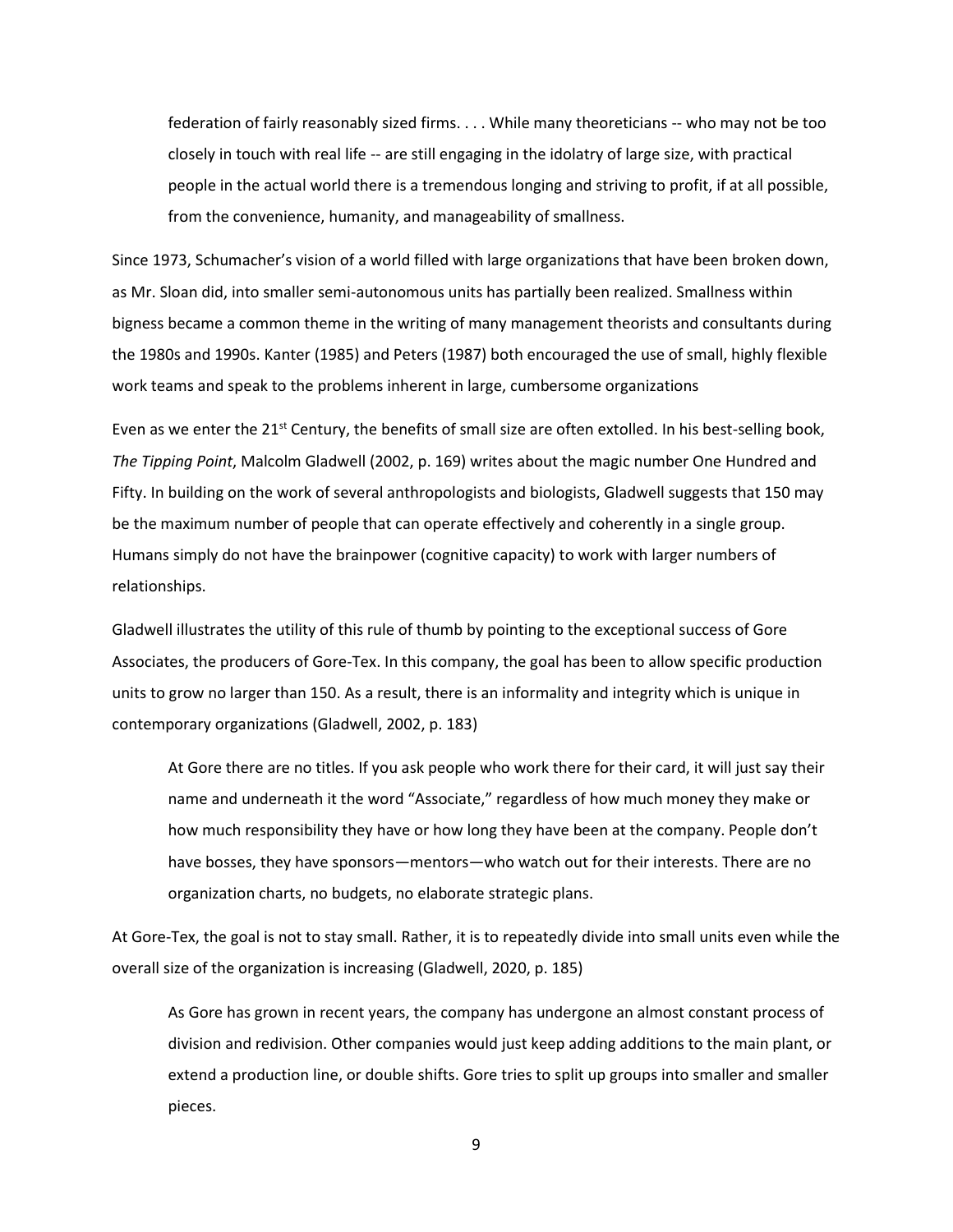> federation of fairly reasonably sized firms. . . . While many theoreticians -- who may not be too closely in touch with real life -- are still engaging in the idolatry of large size, with practical people in the actual world there is a tremendous longing and striving to profit, if at all possible, from the convenience, humanity, and manageability of smallness.

Since 1973, Schumacher's vision of a world filled with large organizations that have been broken down, as Mr. Sloan did, into smaller semi-autonomous units has partially been realized. Smallness within bigness became a common theme in the writing of many management theorists and consultants during the 1980s and 1990s. Kanter (1985) and Peters (1987) both encouraged the use of small, highly flexible work teams and speak to the problems inherent in large, cumbersome organizations

Even as we enter the 21st Century, the benefits of small size are often extolled. In his best-selling book, *The Tipping Point*, Malcolm Gladwell (2002, p. 169) writes about the magic number One Hundred and Fifty. In building on the work of several anthropologists and biologists, Gladwell suggests that 150 may be the maximum number of people that can operate effectively and coherently in a single group. Humans simply do not have the brainpower (cognitive capacity) to work with larger numbers of relationships.

Gladwell illustrates the utility of this rule of thumb by pointing to the exceptional success of Gore Associates, the producers of Gore-Tex. In this company, the goal has been to allow specific production units to grow no larger than 150. As a result, there is an informality and integrity which is unique in contemporary organizations (Gladwell, 2002, p. 183)

> At Gore there are no titles. If you ask people who work there for their card, it will just say their name and underneath it the word "Associate," regardless of how much money they make or how much responsibility they have or how long they have been at the company. People don't have bosses, they have sponsors—mentors—who watch out for their interests. There are no organization charts, no budgets, no elaborate strategic plans.

At Gore-Tex, the goal is not to stay small. Rather, it is to repeatedly divide into small units even while the overall size of the organization is increasing (Gladwell, 2020, p. 185)

> As Gore has grown in recent years, the company has undergone an almost constant process of division and redivision. Other companies would just keep adding additions to the main plant, or extend a production line, or double shifts. Gore tries to split up groups into smaller and smaller pieces.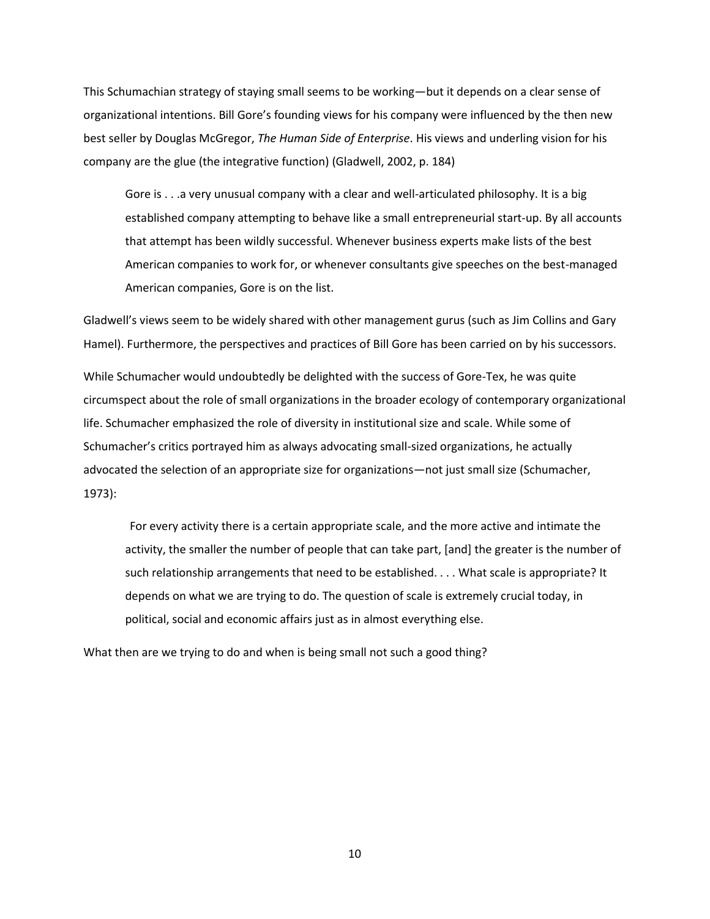This Schumachian strategy of staying small seems to be working—but it depends on a clear sense of organizational intentions. Bill Gore's founding views for his company were influenced by the then new best seller by Douglas McGregor, *The Human Side of Enterprise*. His views and underling vision for his company are the glue (the integrative function) (Gladwell, 2002, p. 184)

> Gore is . . .a very unusual company with a clear and well-articulated philosophy. It is a big established company attempting to behave like a small entrepreneurial start-up. By all accounts that attempt has been wildly successful. Whenever business experts make lists of the best American companies to work for, or whenever consultants give speeches on the best-managed American companies, Gore is on the list.

Gladwell's views seem to be widely shared with other management gurus (such as Jim Collins and Gary Hamel). Furthermore, the perspectives and practices of Bill Gore has been carried on by his successors.

While Schumacher would undoubtedly be delighted with the success of Gore-Tex, he was quite circumspect about the role of small organizations in the broader ecology of contemporary organizational life. Schumacher emphasized the role of diversity in institutional size and scale. While some of Schumacher's critics portrayed him as always advocating small-sized organizations, he actually advocated the selection of an appropriate size for organizations—not just small size (Schumacher, 1973):

> For every activity there is a certain appropriate scale, and the more active and intimate the activity, the smaller the number of people that can take part, [and] the greater is the number of such relationship arrangements that need to be established. . . . What scale is appropriate? It depends on what we are trying to do. The question of scale is extremely crucial today, in political, social and economic affairs just as in almost everything else.

What then are we trying to do and when is being small not such a good thing?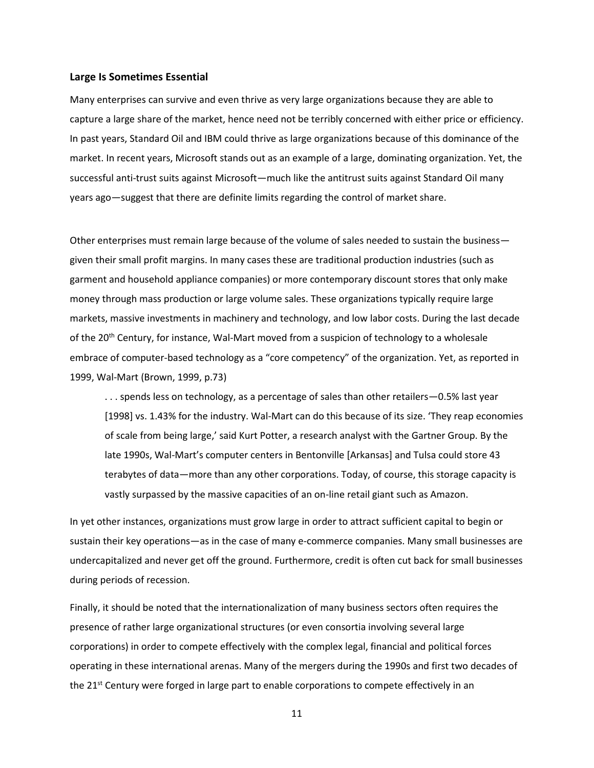### Large Is Sometimes Essential

Many enterprises can survive and even thrive as very large organizations because they are able to capture a large share of the market, hence need not be terribly concerned with either price or efficiency. In past years, Standard Oil and IBM could thrive as large organizations because of this dominance of the market. In recent years, Microsoft stands out as an example of a large, dominating organization. Yet, the successful anti-trust suits against Microsoft—much like the antitrust suits against Standard Oil many years ago—suggest that there are definite limits regarding the control of market share.

Other enterprises must remain large because of the volume of sales needed to sustain the business—given their small profit margins. In many cases these are traditional production industries (such as garment and household appliance companies) or more contemporary discount stores that only make money through mass production or large volume sales. These organizations typically require large markets, massive investments in machinery and technology, and low labor costs. During the last decade of the 20th Century, for instance, Wal-Mart moved from a suspicion of technology to a wholesale embrace of computer-based technology as a "core competency" of the organization. Yet, as reported in 1999, Wal-Mart (Brown, 1999, p.73)

> . . . spends less on technology, as a percentage of sales than other retailers—0.5% last year [1998] vs. 1.43% for the industry. Wal-Mart can do this because of its size. 'They reap economies of scale from being large,' said Kurt Potter, a research analyst with the Gartner Group. By the late 1990s, Wal-Mart's computer centers in Bentonville [Arkansas] and Tulsa could store 43 terabytes of data—more than any other corporations. Today, of course, this storage capacity is vastly surpassed by the massive capacities of an on-line retail giant such as Amazon.

In yet other instances, organizations must grow large in order to attract sufficient capital to begin or sustain their key operations—as in the case of many e-commerce companies. Many small businesses are undercapitalized and never get off the ground. Furthermore, credit is often cut back for small businesses during periods of recession.

Finally, it should be noted that the internationalization of many business sectors often requires the presence of rather large organizational structures (or even consortia involving several large corporations) in order to compete effectively with the complex legal, financial and political forces operating in these international arenas. Many of the mergers during the 1990s and first two decades of the 21st Century were forged in large part to enable corporations to compete effectively in an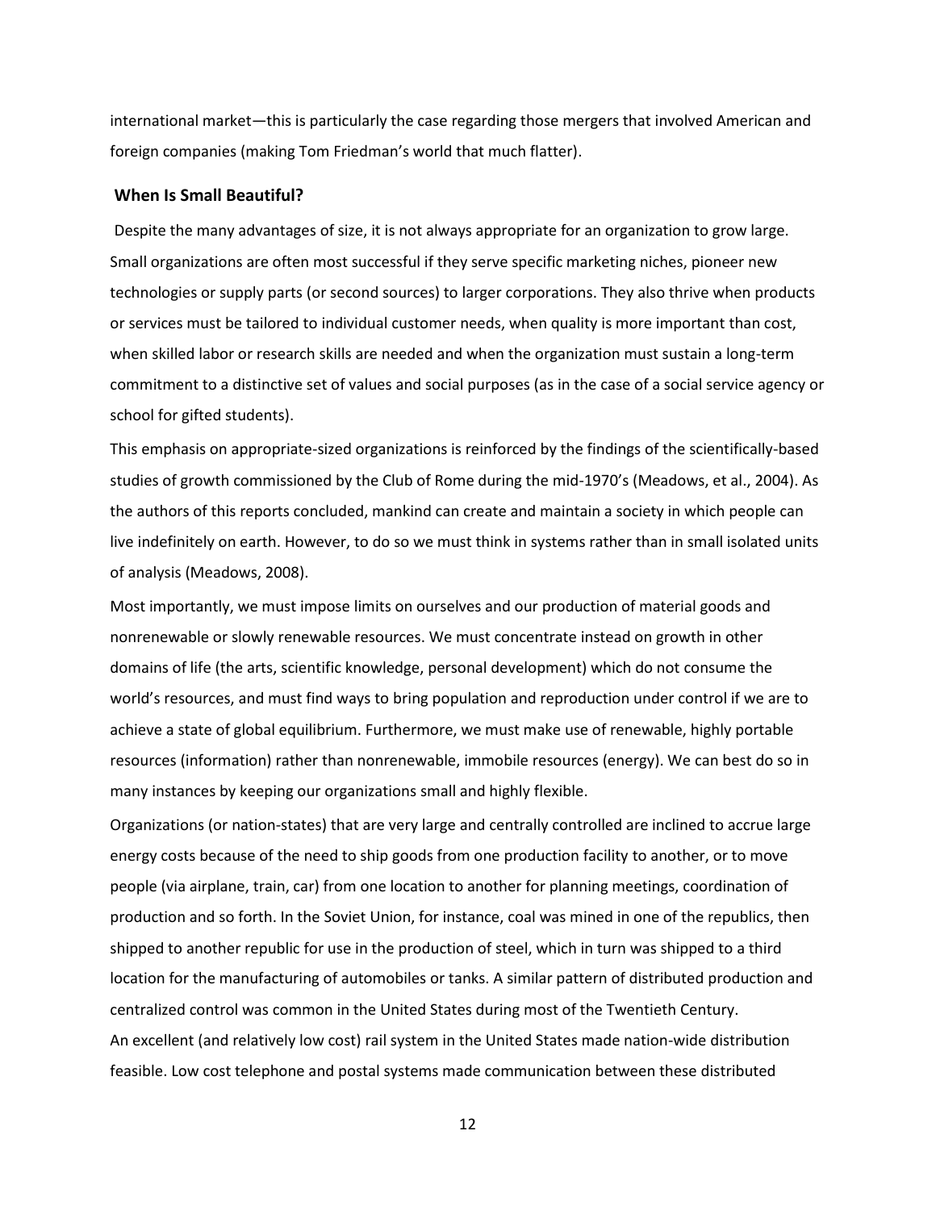international market—this is particularly the case regarding those mergers that involved American and foreign companies (making Tom Friedman's world that much flatter).

## When Is Small Beautiful?

Despite the many advantages of size, it is not always appropriate for an organization to grow large. Small organizations are often most successful if they serve specific marketing niches, pioneer new technologies or supply parts (or second sources) to larger corporations. They also thrive when products or services must be tailored to individual customer needs, when quality is more important than cost, when skilled labor or research skills are needed and when the organization must sustain a long-term commitment to a distinctive set of values and social purposes (as in the case of a social service agency or school for gifted students).

This emphasis on appropriate-sized organizations is reinforced by the findings of the scientifically-based studies of growth commissioned by the Club of Rome during the mid-1970's (Meadows, et al., 2004). As the authors of this reports concluded, mankind can create and maintain a society in which people can live indefinitely on earth. However, to do so we must think in systems rather than in small isolated units of analysis (Meadows, 2008).

Most importantly, we must impose limits on ourselves and our production of material goods and nonrenewable or slowly renewable resources. We must concentrate instead on growth in other domains of life (the arts, scientific knowledge, personal development) which do not consume the world's resources, and must find ways to bring population and reproduction under control if we are to achieve a state of global equilibrium. Furthermore, we must make use of renewable, highly portable resources (information) rather than nonrenewable, immobile resources (energy). We can best do so in many instances by keeping our organizations small and highly flexible.

Organizations (or nation-states) that are very large and centrally controlled are inclined to accrue large energy costs because of the need to ship goods from one production facility to another, or to move people (via airplane, train, car) from one location to another for planning meetings, coordination of production and so forth. In the Soviet Union, for instance, coal was mined in one of the republics, then shipped to another republic for use in the production of steel, which in turn was shipped to a third location for the manufacturing of automobiles or tanks. A similar pattern of distributed production and centralized control was common in the United States during most of the Twentieth Century.

An excellent (and relatively low cost) rail system in the United States made nation-wide distribution feasible. Low cost telephone and postal systems made communication between these distributed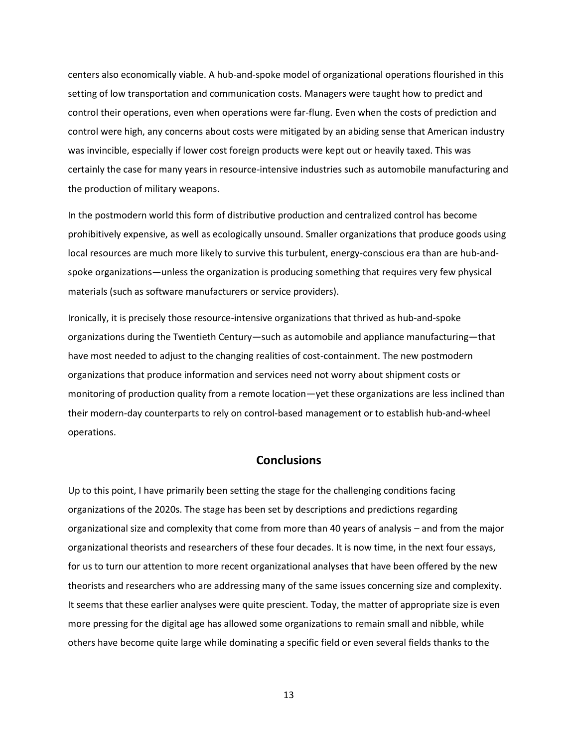centers also economically viable. A hub-and-spoke model of organizational operations flourished in this setting of low transportation and communication costs. Managers were taught how to predict and control their operations, even when operations were far-flung. Even when the costs of prediction and control were high, any concerns about costs were mitigated by an abiding sense that American industry was invincible, especially if lower cost foreign products were kept out or heavily taxed. This was certainly the case for many years in resource-intensive industries such as automobile manufacturing and the production of military weapons.

In the postmodern world this form of distributive production and centralized control has become prohibitively expensive, as well as ecologically unsound. Smaller organizations that produce goods using local resources are much more likely to survive this turbulent, energy-conscious era than are hub-and-spoke organizations—unless the organization is producing something that requires very few physical materials (such as software manufacturers or service providers).

Ironically, it is precisely those resource-intensive organizations that thrived as hub-and-spoke organizations during the Twentieth Century—such as automobile and appliance manufacturing—that have most needed to adjust to the changing realities of cost-containment. The new postmodern organizations that produce information and services need not worry about shipment costs or monitoring of production quality from a remote location—yet these organizations are less inclined than their modern-day counterparts to rely on control-based management or to establish hub-and-wheel operations.

## Conclusions

Up to this point, I have primarily been setting the stage for the challenging conditions facing organizations of the 2020s. The stage has been set by descriptions and predictions regarding organizational size and complexity that come from more than 40 years of analysis – and from the major organizational theorists and researchers of these four decades. It is now time, in the next four essays, for us to turn our attention to more recent organizational analyses that have been offered by the new theorists and researchers who are addressing many of the same issues concerning size and complexity. It seems that these earlier analyses were quite prescient. Today, the matter of appropriate size is even more pressing for the digital age has allowed some organizations to remain small and nibble, while others have become quite large while dominating a specific field or even several fields thanks to the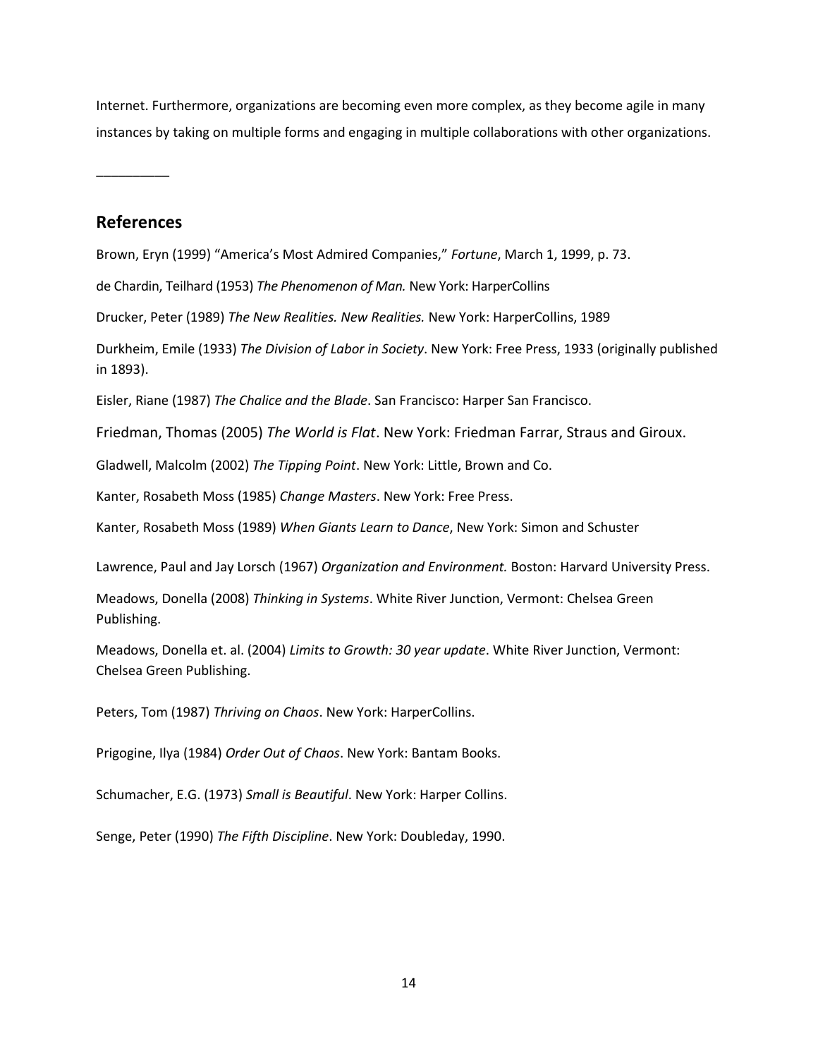Internet. Furthermore, organizations are becoming even more complex, as they become agile in many instances by taking on multiple forms and engaging in multiple collaborations with other organizations.

__________

## References

Brown, Eryn (1999) "America's Most Admired Companies," *Fortune*, March 1, 1999, p. 73.

de Chardin, Teilhard (1953) *The Phenomenon of Man.* New York: HarperCollins

Drucker, Peter (1989) *The New Realities. New Realities.* New York: HarperCollins, 1989

Durkheim, Emile (1933) *The Division of Labor in Society*. New York: Free Press, 1933 (originally published in 1893).

Eisler, Riane (1987) *The Chalice and the Blade*. San Francisco: Harper San Francisco.

Friedman, Thomas (2005) *The World is Flat*. New York: Friedman Farrar, Straus and Giroux.

Gladwell, Malcolm (2002) *The Tipping Point*. New York: Little, Brown and Co.

Kanter, Rosabeth Moss (1985) *Change Masters*. New York: Free Press.

Kanter, Rosabeth Moss (1989) *When Giants Learn to Dance*, New York: Simon and Schuster

Lawrence, Paul and Jay Lorsch (1967) *Organization and Environment.* Boston: Harvard University Press.

Meadows, Donella (2008) *Thinking in Systems*. White River Junction, Vermont: Chelsea Green Publishing.

Meadows, Donella et. al. (2004) *Limits to Growth: 30 year update*. White River Junction, Vermont: Chelsea Green Publishing.

Peters, Tom (1987) *Thriving on Chaos*. New York: HarperCollins.

Prigogine, Ilya (1984) *Order Out of Chaos*. New York: Bantam Books.

Schumacher, E.G. (1973) *Small is Beautiful*. New York: Harper Collins.

Senge, Peter (1990) *The Fifth Discipline*. New York: Doubleday, 1990.